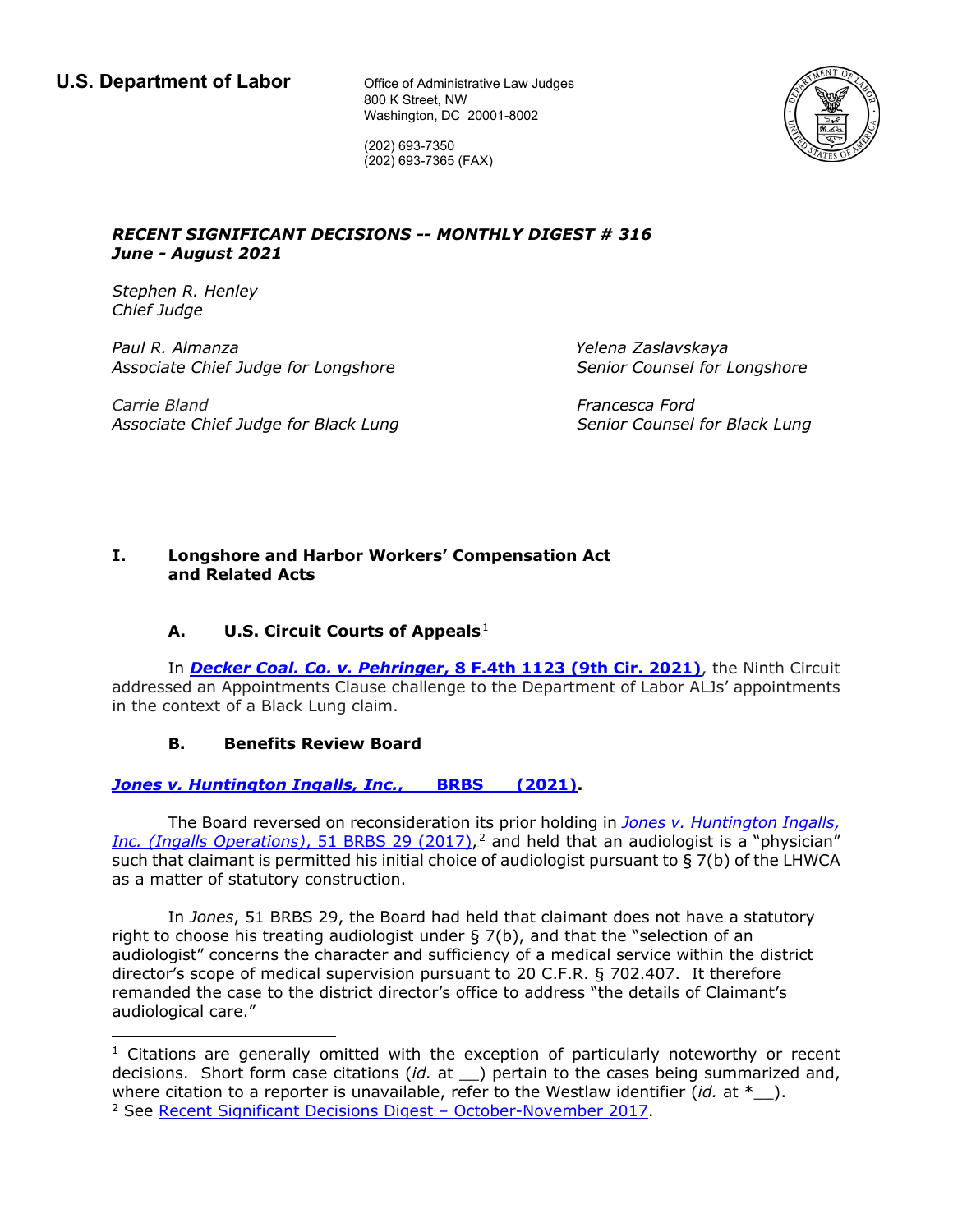**U.S. Department of Labor**

Office of Administrative Law Judges
800 K Street, NW
Washington, DC 20001-8002

(202) 693-7350
(202) 693-7365 (FAX)

***RECENT SIGNIFICANT DECISIONS -- MONTHLY DIGEST # 316***
***June - August 2021***

*Stephen R. Henley*
*Chief Judge*

*Paul R. Almanza*
*Associate Chief Judge for Longshore*

*Yelena Zaslavskaya*
*Senior Counsel for Longshore*

*Carrie Bland*
*Associate Chief Judge for Black Lung*

*Francesca Ford*
*Senior Counsel for Black Lung*

## I. Longshore and Harbor Workers' Compensation Act and Related Acts

### A. U.S. Circuit Courts of Appeals[1]

In ***Decker Coal. Co. v. Pehringer*, 8 F.4th 1123 (9th Cir. 2021)**, the Ninth Circuit addressed an Appointments Clause challenge to the Department of Labor ALJs' appointments in the context of a Black Lung claim.

### B. Benefits Review Board

***Jones v. Huntington Ingalls, Inc.*, \_\_ BRBS \_\_ (2021).**

The Board reversed on reconsideration its prior holding in *Jones v. Huntington Ingalls, Inc. (Ingalls Operations)*, 51 BRBS 29 (2017),[2] and held that an audiologist is a "physician" such that claimant is permitted his initial choice of audiologist pursuant to § 7(b) of the LHWCA as a matter of statutory construction.

In *Jones*, 51 BRBS 29, the Board had held that claimant does not have a statutory right to choose his treating audiologist under § 7(b), and that the "selection of an audiologist" concerns the character and sufficiency of a medical service within the district director's scope of medical supervision pursuant to 20 C.F.R. § 702.407. It therefore remanded the case to the district director's office to address "the details of Claimant's audiological care."

---

[1] Citations are generally omitted with the exception of particularly noteworthy or recent decisions. Short form case citations (*id.* at \_\_) pertain to the cases being summarized and, where citation to a reporter is unavailable, refer to the Westlaw identifier (*id.* at \*\_\_).

[2] See Recent Significant Decisions Digest – October-November 2017.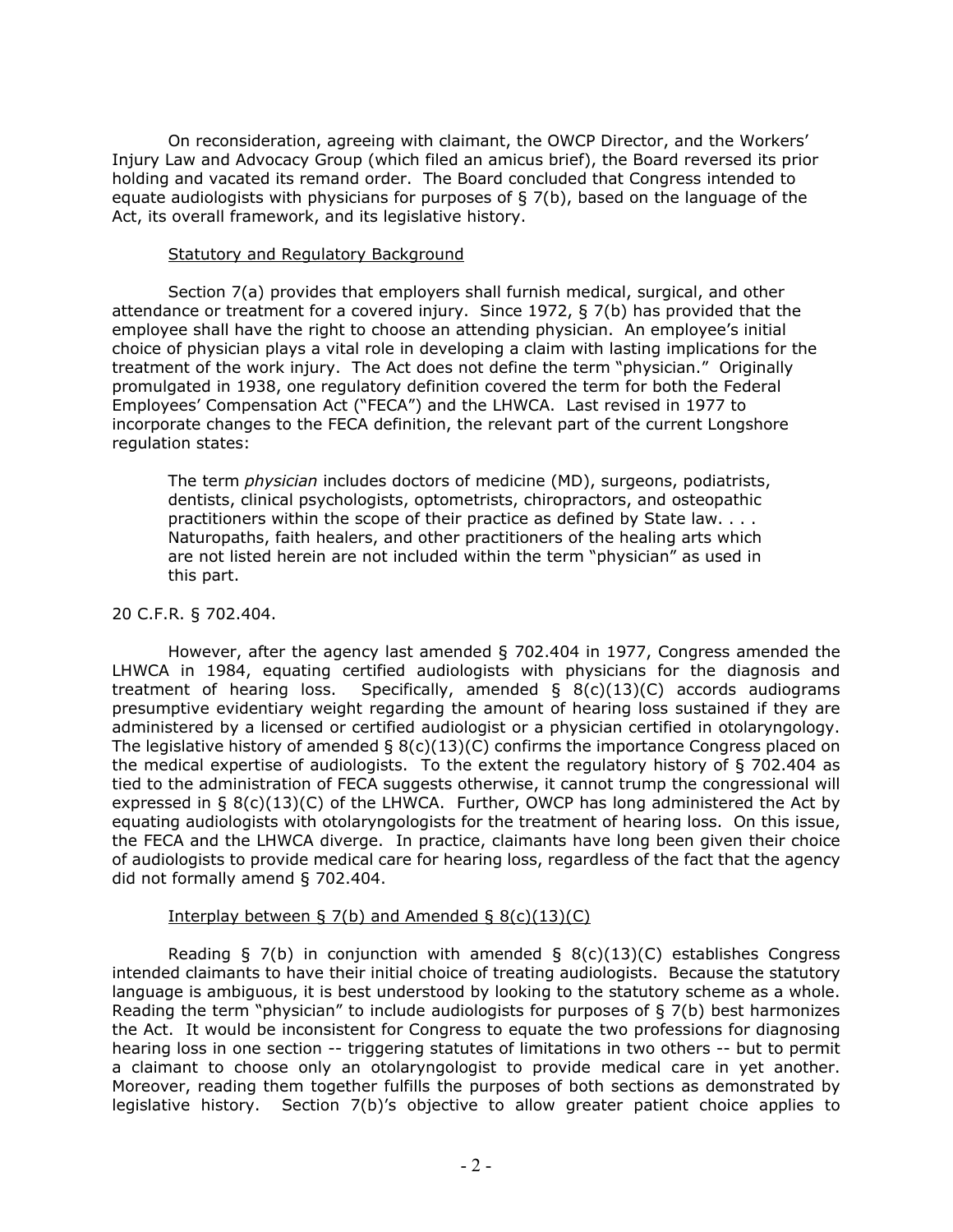On reconsideration, agreeing with claimant, the OWCP Director, and the Workers' Injury Law and Advocacy Group (which filed an amicus brief), the Board reversed its prior holding and vacated its remand order. The Board concluded that Congress intended to equate audiologists with physicians for purposes of § 7(b), based on the language of the Act, its overall framework, and its legislative history.

Statutory and Regulatory Background

Section 7(a) provides that employers shall furnish medical, surgical, and other attendance or treatment for a covered injury. Since 1972, § 7(b) has provided that the employee shall have the right to choose an attending physician. An employee's initial choice of physician plays a vital role in developing a claim with lasting implications for the treatment of the work injury. The Act does not define the term "physician." Originally promulgated in 1938, one regulatory definition covered the term for both the Federal Employees' Compensation Act ("FECA") and the LHWCA. Last revised in 1977 to incorporate changes to the FECA definition, the relevant part of the current Longshore regulation states:

> The term *physician* includes doctors of medicine (MD), surgeons, podiatrists, dentists, clinical psychologists, optometrists, chiropractors, and osteopathic practitioners within the scope of their practice as defined by State law. . . . Naturopaths, faith healers, and other practitioners of the healing arts which are not listed herein are not included within the term "physician" as used in this part.

20 C.F.R. § 702.404.

However, after the agency last amended § 702.404 in 1977, Congress amended the LHWCA in 1984, equating certified audiologists with physicians for the diagnosis and treatment of hearing loss. Specifically, amended § 8(c)(13)(C) accords audiograms presumptive evidentiary weight regarding the amount of hearing loss sustained if they are administered by a licensed or certified audiologist or a physician certified in otolaryngology. The legislative history of amended § 8(c)(13)(C) confirms the importance Congress placed on the medical expertise of audiologists. To the extent the regulatory history of § 702.404 as tied to the administration of FECA suggests otherwise, it cannot trump the congressional will expressed in § 8(c)(13)(C) of the LHWCA. Further, OWCP has long administered the Act by equating audiologists with otolaryngologists for the treatment of hearing loss. On this issue, the FECA and the LHWCA diverge. In practice, claimants have long been given their choice of audiologists to provide medical care for hearing loss, regardless of the fact that the agency did not formally amend § 702.404.

Interplay between § 7(b) and Amended § 8(c)(13)(C)

Reading § 7(b) in conjunction with amended § 8(c)(13)(C) establishes Congress intended claimants to have their initial choice of treating audiologists. Because the statutory language is ambiguous, it is best understood by looking to the statutory scheme as a whole. Reading the term "physician" to include audiologists for purposes of § 7(b) best harmonizes the Act. It would be inconsistent for Congress to equate the two professions for diagnosing hearing loss in one section -- triggering statutes of limitations in two others -- but to permit a claimant to choose only an otolaryngologist to provide medical care in yet another. Moreover, reading them together fulfills the purposes of both sections as demonstrated by legislative history. Section 7(b)'s objective to allow greater patient choice applies to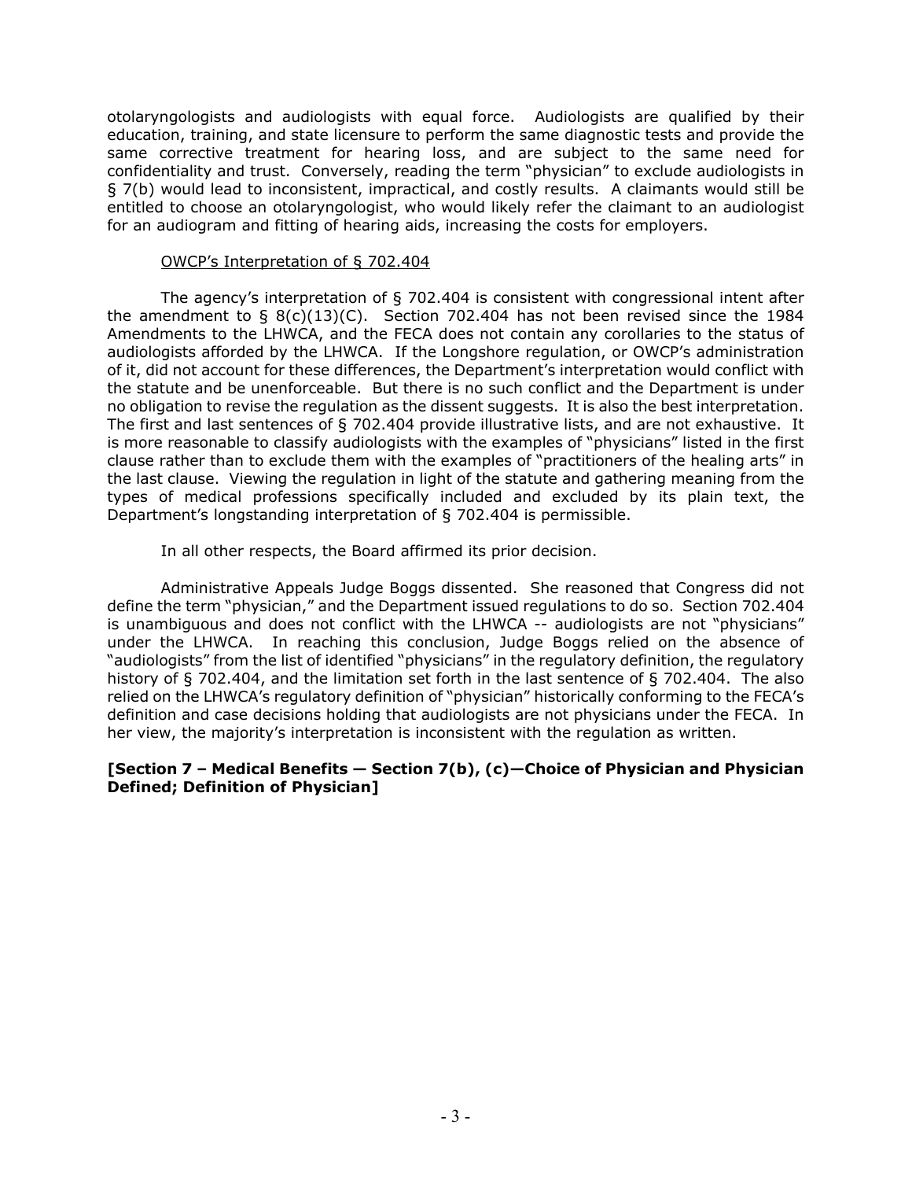otolaryngologists and audiologists with equal force. Audiologists are qualified by their education, training, and state licensure to perform the same diagnostic tests and provide the same corrective treatment for hearing loss, and are subject to the same need for confidentiality and trust. Conversely, reading the term "physician" to exclude audiologists in § 7(b) would lead to inconsistent, impractical, and costly results. A claimants would still be entitled to choose an otolaryngologist, who would likely refer the claimant to an audiologist for an audiogram and fitting of hearing aids, increasing the costs for employers.

<u>OWCP's Interpretation of § 702.404</u>

The agency's interpretation of § 702.404 is consistent with congressional intent after the amendment to § 8(c)(13)(C). Section 702.404 has not been revised since the 1984 Amendments to the LHWCA, and the FECA does not contain any corollaries to the status of audiologists afforded by the LHWCA. If the Longshore regulation, or OWCP's administration of it, did not account for these differences, the Department's interpretation would conflict with the statute and be unenforceable. But there is no such conflict and the Department is under no obligation to revise the regulation as the dissent suggests. It is also the best interpretation. The first and last sentences of § 702.404 provide illustrative lists, and are not exhaustive. It is more reasonable to classify audiologists with the examples of "physicians" listed in the first clause rather than to exclude them with the examples of "practitioners of the healing arts" in the last clause. Viewing the regulation in light of the statute and gathering meaning from the types of medical professions specifically included and excluded by its plain text, the Department's longstanding interpretation of § 702.404 is permissible.

In all other respects, the Board affirmed its prior decision.

Administrative Appeals Judge Boggs dissented. She reasoned that Congress did not define the term "physician," and the Department issued regulations to do so. Section 702.404 is unambiguous and does not conflict with the LHWCA -- audiologists are not "physicians" under the LHWCA. In reaching this conclusion, Judge Boggs relied on the absence of "audiologists" from the list of identified "physicians" in the regulatory definition, the regulatory history of § 702.404, and the limitation set forth in the last sentence of § 702.404. The also relied on the LHWCA's regulatory definition of "physician" historically conforming to the FECA's definition and case decisions holding that audiologists are not physicians under the FECA. In her view, the majority's interpretation is inconsistent with the regulation as written.

**[Section 7 – Medical Benefits — Section 7(b), (c)—Choice of Physician and Physician Defined; Definition of Physician]**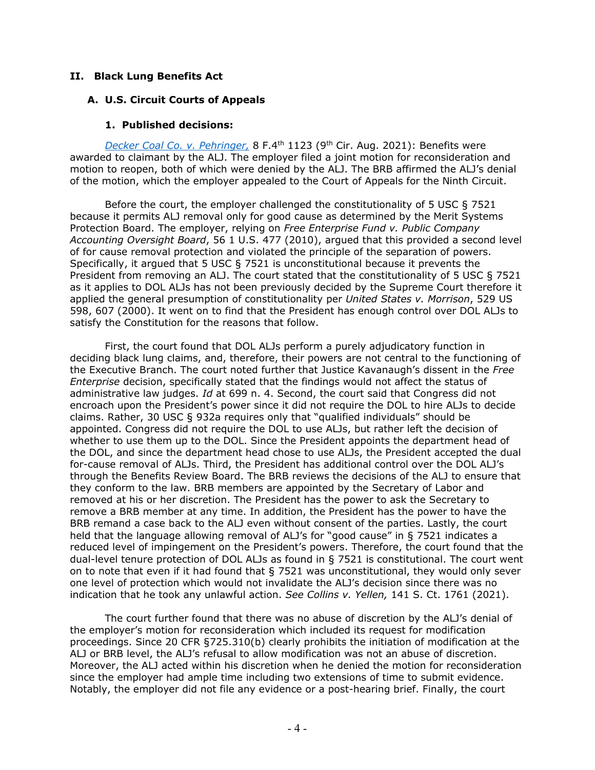## II. Black Lung Benefits Act

### A. U.S. Circuit Courts of Appeals

#### 1. Published decisions:

*Decker Coal Co. v. Pehringer,* 8 F.4th 1123 (9th Cir. Aug. 2021): Benefits were awarded to claimant by the ALJ. The employer filed a joint motion for reconsideration and motion to reopen, both of which were denied by the ALJ. The BRB affirmed the ALJ's denial of the motion, which the employer appealed to the Court of Appeals for the Ninth Circuit.

Before the court, the employer challenged the constitutionality of 5 USC § 7521 because it permits ALJ removal only for good cause as determined by the Merit Systems Protection Board. The employer, relying on *Free Enterprise Fund v. Public Company Accounting Oversight Board*, 56 1 U.S. 477 (2010), argued that this provided a second level of for cause removal protection and violated the principle of the separation of powers. Specifically, it argued that 5 USC § 7521 is unconstitutional because it prevents the President from removing an ALJ. The court stated that the constitutionality of 5 USC § 7521 as it applies to DOL ALJs has not been previously decided by the Supreme Court therefore it applied the general presumption of constitutionality per *United States v. Morrison*, 529 US 598, 607 (2000). It went on to find that the President has enough control over DOL ALJs to satisfy the Constitution for the reasons that follow.

First, the court found that DOL ALJs perform a purely adjudicatory function in deciding black lung claims, and, therefore, their powers are not central to the functioning of the Executive Branch. The court noted further that Justice Kavanaugh's dissent in the *Free Enterprise* decision, specifically stated that the findings would not affect the status of administrative law judges. *Id* at 699 n. 4. Second, the court said that Congress did not encroach upon the President's power since it did not require the DOL to hire ALJs to decide claims. Rather, 30 USC § 932a requires only that "qualified individuals" should be appointed. Congress did not require the DOL to use ALJs, but rather left the decision of whether to use them up to the DOL. Since the President appoints the department head of the DOL, and since the department head chose to use ALJs, the President accepted the dual for-cause removal of ALJs. Third, the President has additional control over the DOL ALJ's through the Benefits Review Board. The BRB reviews the decisions of the ALJ to ensure that they conform to the law. BRB members are appointed by the Secretary of Labor and removed at his or her discretion. The President has the power to ask the Secretary to remove a BRB member at any time. In addition, the President has the power to have the BRB remand a case back to the ALJ even without consent of the parties. Lastly, the court held that the language allowing removal of ALJ's for "good cause" in § 7521 indicates a reduced level of impingement on the President's powers. Therefore, the court found that the dual-level tenure protection of DOL ALJs as found in § 7521 is constitutional. The court went on to note that even if it had found that § 7521 was unconstitutional, they would only sever one level of protection which would not invalidate the ALJ's decision since there was no indication that he took any unlawful action. *See Collins v. Yellen,* 141 S. Ct. 1761 (2021).

The court further found that there was no abuse of discretion by the ALJ's denial of the employer's motion for reconsideration which included its request for modification proceedings. Since 20 CFR §725.310(b) clearly prohibits the initiation of modification at the ALJ or BRB level, the ALJ's refusal to allow modification was not an abuse of discretion. Moreover, the ALJ acted within his discretion when he denied the motion for reconsideration since the employer had ample time including two extensions of time to submit evidence. Notably, the employer did not file any evidence or a post-hearing brief. Finally, the court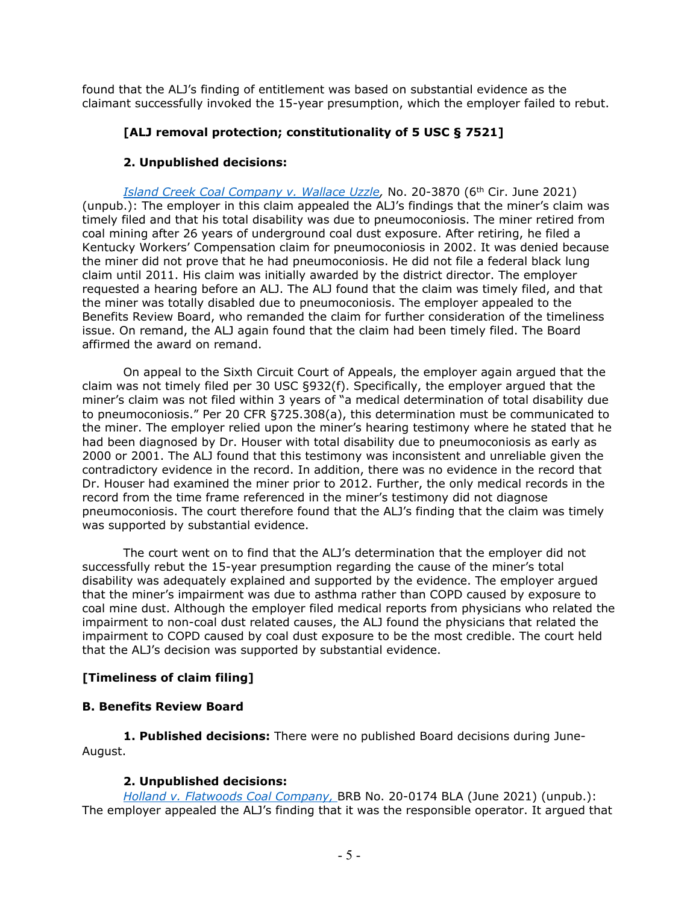found that the ALJ's finding of entitlement was based on substantial evidence as the claimant successfully invoked the 15-year presumption, which the employer failed to rebut.

**[ALJ removal protection; constitutionality of 5 USC § 7521]**

**2. Unpublished decisions:**

*Island Creek Coal Company v. Wallace Uzzle,* No. 20-3870 (6th Cir. June 2021) (unpub.): The employer in this claim appealed the ALJ's findings that the miner's claim was timely filed and that his total disability was due to pneumoconiosis. The miner retired from coal mining after 26 years of underground coal dust exposure. After retiring, he filed a Kentucky Workers' Compensation claim for pneumoconiosis in 2002. It was denied because the miner did not prove that he had pneumoconiosis. He did not file a federal black lung claim until 2011. His claim was initially awarded by the district director. The employer requested a hearing before an ALJ. The ALJ found that the claim was timely filed, and that the miner was totally disabled due to pneumoconiosis. The employer appealed to the Benefits Review Board, who remanded the claim for further consideration of the timeliness issue. On remand, the ALJ again found that the claim had been timely filed. The Board affirmed the award on remand.

On appeal to the Sixth Circuit Court of Appeals, the employer again argued that the claim was not timely filed per 30 USC §932(f). Specifically, the employer argued that the miner's claim was not filed within 3 years of "a medical determination of total disability due to pneumoconiosis." Per 20 CFR §725.308(a), this determination must be communicated to the miner. The employer relied upon the miner's hearing testimony where he stated that he had been diagnosed by Dr. Houser with total disability due to pneumoconiosis as early as 2000 or 2001. The ALJ found that this testimony was inconsistent and unreliable given the contradictory evidence in the record. In addition, there was no evidence in the record that Dr. Houser had examined the miner prior to 2012. Further, the only medical records in the record from the time frame referenced in the miner's testimony did not diagnose pneumoconiosis. The court therefore found that the ALJ's finding that the claim was timely was supported by substantial evidence.

The court went on to find that the ALJ's determination that the employer did not successfully rebut the 15-year presumption regarding the cause of the miner's total disability was adequately explained and supported by the evidence. The employer argued that the miner's impairment was due to asthma rather than COPD caused by exposure to coal mine dust. Although the employer filed medical reports from physicians who related the impairment to non-coal dust related causes, the ALJ found the physicians that related the impairment to COPD caused by coal dust exposure to be the most credible. The court held that the ALJ's decision was supported by substantial evidence.

**[Timeliness of claim filing]**

**B. Benefits Review Board**

**1. Published decisions:** There were no published Board decisions during June-August.

**2. Unpublished decisions:**

*Holland v. Flatwoods Coal Company,* BRB No. 20-0174 BLA (June 2021) (unpub.): The employer appealed the ALJ's finding that it was the responsible operator. It argued that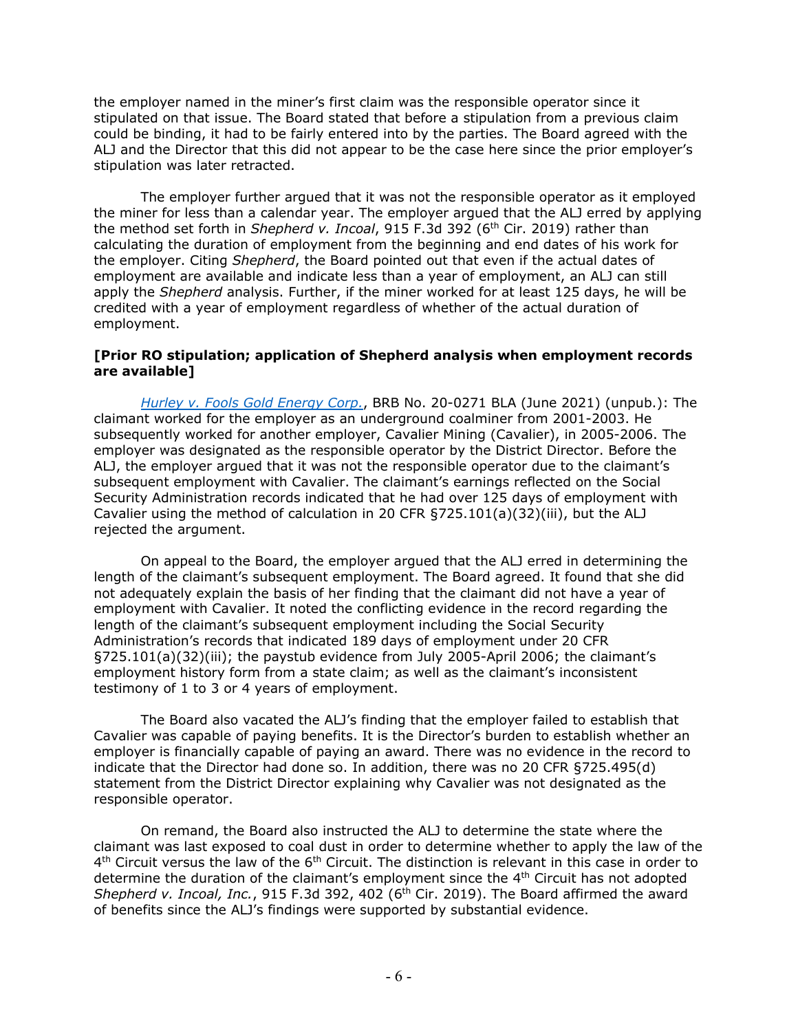the employer named in the miner's first claim was the responsible operator since it stipulated on that issue. The Board stated that before a stipulation from a previous claim could be binding, it had to be fairly entered into by the parties. The Board agreed with the ALJ and the Director that this did not appear to be the case here since the prior employer's stipulation was later retracted.

The employer further argued that it was not the responsible operator as it employed the miner for less than a calendar year. The employer argued that the ALJ erred by applying the method set forth in *Shepherd v. Incoal*, 915 F.3d 392 (6th Cir. 2019) rather than calculating the duration of employment from the beginning and end dates of his work for the employer. Citing *Shepherd*, the Board pointed out that even if the actual dates of employment are available and indicate less than a year of employment, an ALJ can still apply the *Shepherd* analysis. Further, if the miner worked for at least 125 days, he will be credited with a year of employment regardless of whether of the actual duration of employment.

**[Prior RO stipulation; application of Shepherd analysis when employment records are available]**

*Hurley v. Fools Gold Energy Corp.*, BRB No. 20-0271 BLA (June 2021) (unpub.): The claimant worked for the employer as an underground coalminer from 2001-2003. He subsequently worked for another employer, Cavalier Mining (Cavalier), in 2005-2006. The employer was designated as the responsible operator by the District Director. Before the ALJ, the employer argued that it was not the responsible operator due to the claimant's subsequent employment with Cavalier. The claimant's earnings reflected on the Social Security Administration records indicated that he had over 125 days of employment with Cavalier using the method of calculation in 20 CFR §725.101(a)(32)(iii), but the ALJ rejected the argument.

On appeal to the Board, the employer argued that the ALJ erred in determining the length of the claimant's subsequent employment. The Board agreed. It found that she did not adequately explain the basis of her finding that the claimant did not have a year of employment with Cavalier. It noted the conflicting evidence in the record regarding the length of the claimant's subsequent employment including the Social Security Administration's records that indicated 189 days of employment under 20 CFR §725.101(a)(32)(iii); the paystub evidence from July 2005-April 2006; the claimant's employment history form from a state claim; as well as the claimant's inconsistent testimony of 1 to 3 or 4 years of employment.

The Board also vacated the ALJ's finding that the employer failed to establish that Cavalier was capable of paying benefits. It is the Director's burden to establish whether an employer is financially capable of paying an award. There was no evidence in the record to indicate that the Director had done so. In addition, there was no 20 CFR §725.495(d) statement from the District Director explaining why Cavalier was not designated as the responsible operator.

On remand, the Board also instructed the ALJ to determine the state where the claimant was last exposed to coal dust in order to determine whether to apply the law of the 4th Circuit versus the law of the 6th Circuit. The distinction is relevant in this case in order to determine the duration of the claimant's employment since the 4th Circuit has not adopted *Shepherd v. Incoal, Inc.*, 915 F.3d 392, 402 (6th Cir. 2019). The Board affirmed the award of benefits since the ALJ's findings were supported by substantial evidence.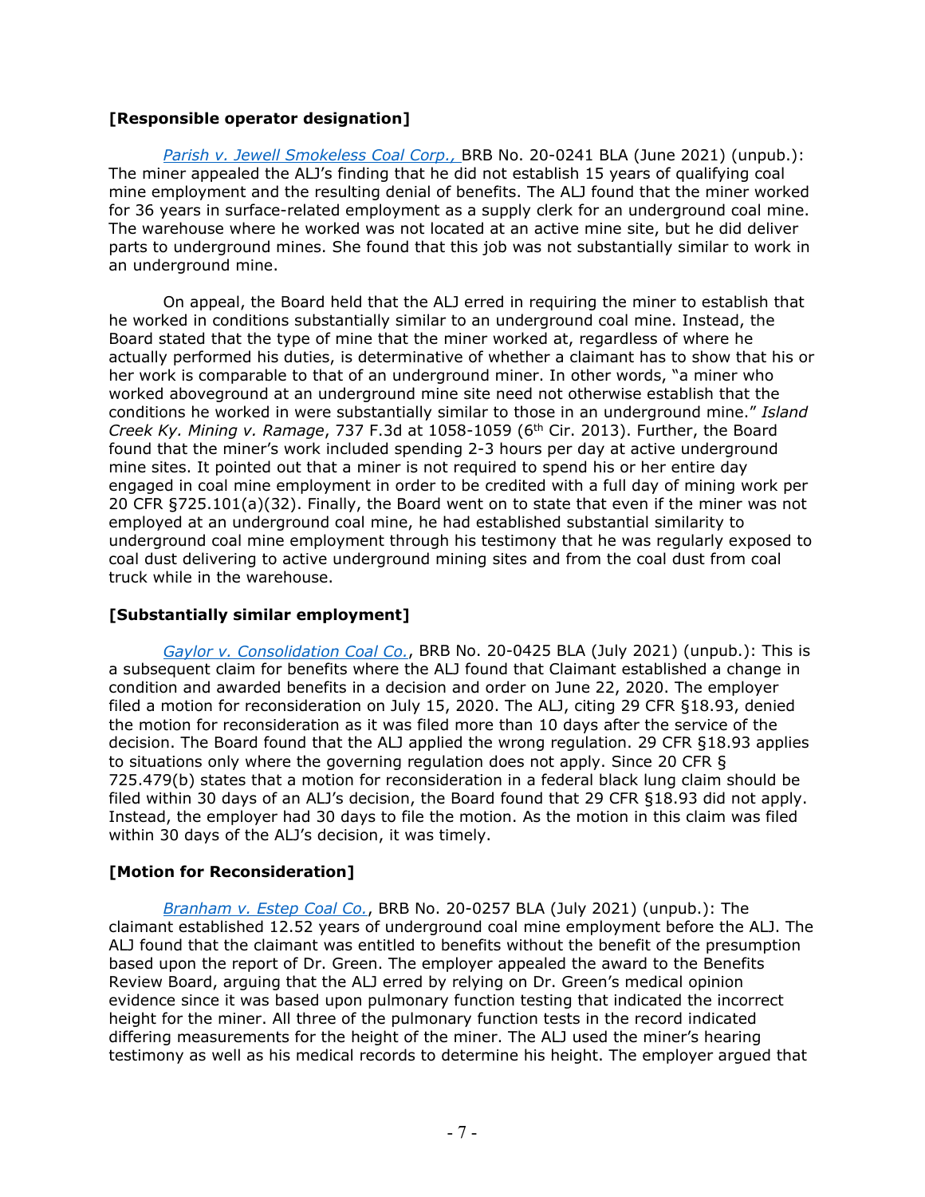### [Responsible operator designation]

*Parish v. Jewell Smokeless Coal Corp.,* BRB No. 20-0241 BLA (June 2021) (unpub.): The miner appealed the ALJ's finding that he did not establish 15 years of qualifying coal mine employment and the resulting denial of benefits. The ALJ found that the miner worked for 36 years in surface-related employment as a supply clerk for an underground coal mine. The warehouse where he worked was not located at an active mine site, but he did deliver parts to underground mines. She found that this job was not substantially similar to work in an underground mine.

On appeal, the Board held that the ALJ erred in requiring the miner to establish that he worked in conditions substantially similar to an underground coal mine. Instead, the Board stated that the type of mine that the miner worked at, regardless of where he actually performed his duties, is determinative of whether a claimant has to show that his or her work is comparable to that of an underground miner. In other words, "a miner who worked aboveground at an underground mine site need not otherwise establish that the conditions he worked in were substantially similar to those in an underground mine." *Island Creek Ky. Mining v. Ramage*, 737 F.3d at 1058-1059 (6th Cir. 2013). Further, the Board found that the miner's work included spending 2-3 hours per day at active underground mine sites. It pointed out that a miner is not required to spend his or her entire day engaged in coal mine employment in order to be credited with a full day of mining work per 20 CFR §725.101(a)(32). Finally, the Board went on to state that even if the miner was not employed at an underground coal mine, he had established substantial similarity to underground coal mine employment through his testimony that he was regularly exposed to coal dust delivering to active underground mining sites and from the coal dust from coal truck while in the warehouse.

### [Substantially similar employment]

*Gaylor v. Consolidation Coal Co.*, BRB No. 20-0425 BLA (July 2021) (unpub.): This is a subsequent claim for benefits where the ALJ found that Claimant established a change in condition and awarded benefits in a decision and order on June 22, 2020. The employer filed a motion for reconsideration on July 15, 2020. The ALJ, citing 29 CFR §18.93, denied the motion for reconsideration as it was filed more than 10 days after the service of the decision. The Board found that the ALJ applied the wrong regulation. 29 CFR §18.93 applies to situations only where the governing regulation does not apply. Since 20 CFR § 725.479(b) states that a motion for reconsideration in a federal black lung claim should be filed within 30 days of an ALJ's decision, the Board found that 29 CFR §18.93 did not apply. Instead, the employer had 30 days to file the motion. As the motion in this claim was filed within 30 days of the ALJ's decision, it was timely.

### [Motion for Reconsideration]

*Branham v. Estep Coal Co.*, BRB No. 20-0257 BLA (July 2021) (unpub.): The claimant established 12.52 years of underground coal mine employment before the ALJ. The ALJ found that the claimant was entitled to benefits without the benefit of the presumption based upon the report of Dr. Green. The employer appealed the award to the Benefits Review Board, arguing that the ALJ erred by relying on Dr. Green's medical opinion evidence since it was based upon pulmonary function testing that indicated the incorrect height for the miner. All three of the pulmonary function tests in the record indicated differing measurements for the height of the miner. The ALJ used the miner's hearing testimony as well as his medical records to determine his height. The employer argued that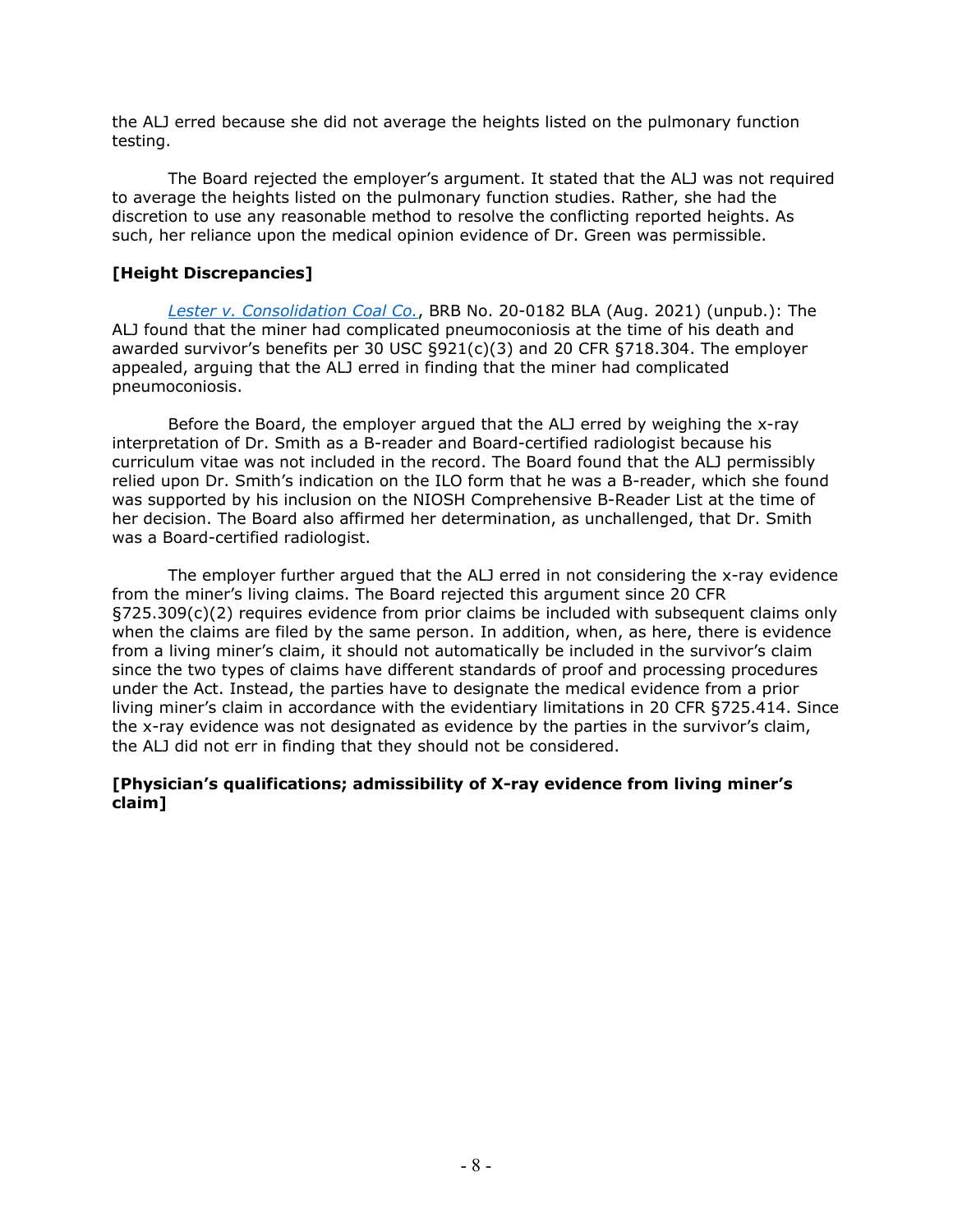the ALJ erred because she did not average the heights listed on the pulmonary function testing.

The Board rejected the employer's argument. It stated that the ALJ was not required to average the heights listed on the pulmonary function studies. Rather, she had the discretion to use any reasonable method to resolve the conflicting reported heights. As such, her reliance upon the medical opinion evidence of Dr. Green was permissible.

**[Height Discrepancies]**

*Lester v. Consolidation Coal Co.*, BRB No. 20-0182 BLA (Aug. 2021) (unpub.): The ALJ found that the miner had complicated pneumoconiosis at the time of his death and awarded survivor's benefits per 30 USC §921(c)(3) and 20 CFR §718.304. The employer appealed, arguing that the ALJ erred in finding that the miner had complicated pneumoconiosis.

Before the Board, the employer argued that the ALJ erred by weighing the x-ray interpretation of Dr. Smith as a B-reader and Board-certified radiologist because his curriculum vitae was not included in the record. The Board found that the ALJ permissibly relied upon Dr. Smith's indication on the ILO form that he was a B-reader, which she found was supported by his inclusion on the NIOSH Comprehensive B-Reader List at the time of her decision. The Board also affirmed her determination, as unchallenged, that Dr. Smith was a Board-certified radiologist.

The employer further argued that the ALJ erred in not considering the x-ray evidence from the miner's living claims. The Board rejected this argument since 20 CFR §725.309(c)(2) requires evidence from prior claims be included with subsequent claims only when the claims are filed by the same person. In addition, when, as here, there is evidence from a living miner's claim, it should not automatically be included in the survivor's claim since the two types of claims have different standards of proof and processing procedures under the Act. Instead, the parties have to designate the medical evidence from a prior living miner's claim in accordance with the evidentiary limitations in 20 CFR §725.414. Since the x-ray evidence was not designated as evidence by the parties in the survivor's claim, the ALJ did not err in finding that they should not be considered.

**[Physician's qualifications; admissibility of X-ray evidence from living miner's claim]**